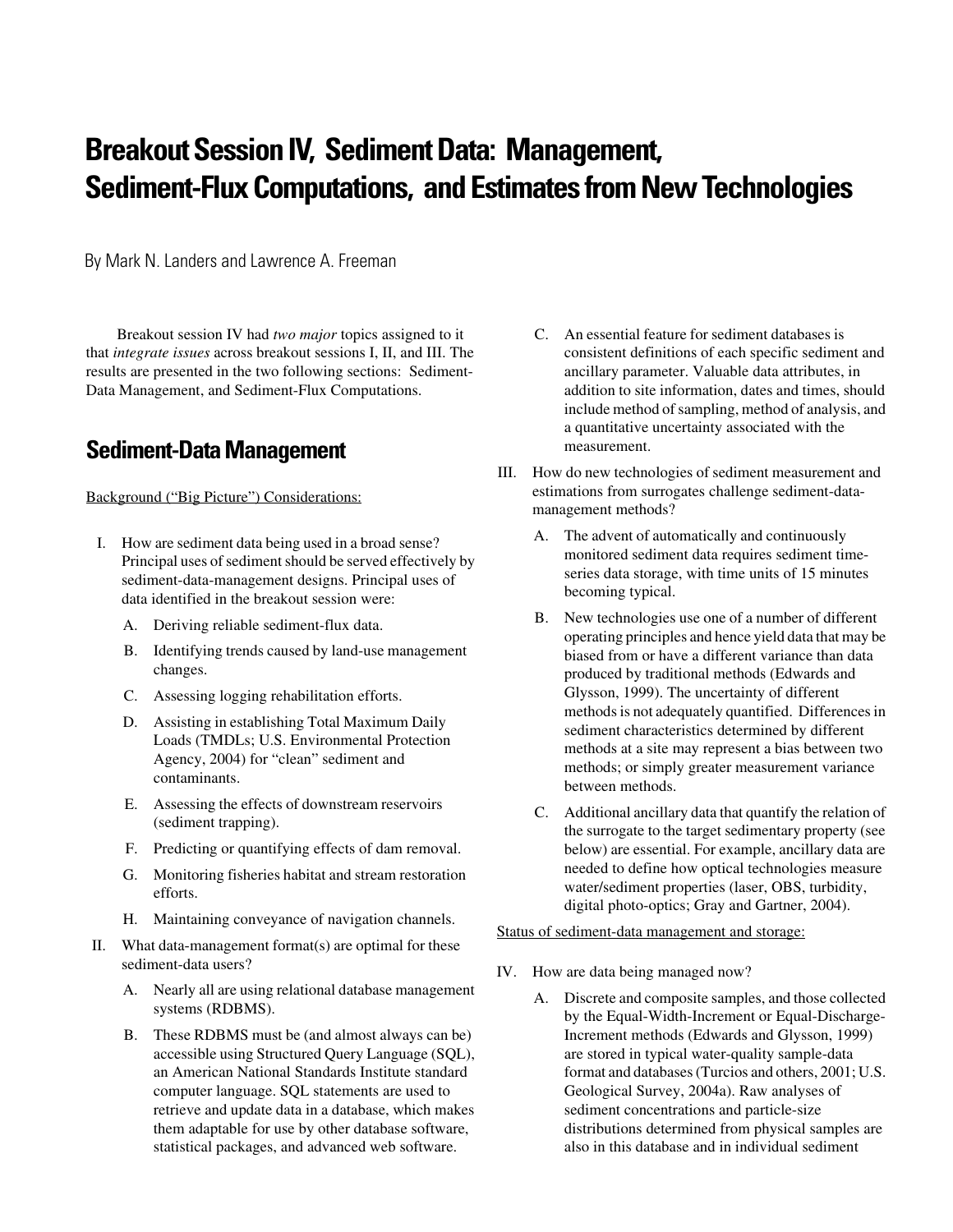# Breakout Session IV, Sediment Data: Management, Sediment-Flux Computations, and Estimates from New Technologies

By Mark N. Landers and Lawrence A. Freeman

Breakout session IV had *two major* topics assigned to it that *integrate issues* across breakout sessions I, II, and III. The results are presented in the two following sections: Sediment-Data Management, and Sediment-Flux Computations.

## Sediment-Data Management

Background ("Big Picture") Considerations:

I. How are sediment data being used in a broad sense? Principal uses of sediment should be served effectively by sediment-data-management designs. Principal uses of data identified in the breakout session were:

   A. Deriving reliable sediment-flux data.

   B. Identifying trends caused by land-use management changes.

   C. Assessing logging rehabilitation efforts.

   D. Assisting in establishing Total Maximum Daily Loads (TMDLs; U.S. Environmental Protection Agency, 2004) for "clean" sediment and contaminants.

   E. Assessing the effects of downstream reservoirs (sediment trapping).

   F. Predicting or quantifying effects of dam removal.

   G. Monitoring fisheries habitat and stream restoration efforts.

   H. Maintaining conveyance of navigation channels.

II. What data-management format(s) are optimal for these sediment-data users?

   A. Nearly all are using relational database management systems (RDBMS).

   B. These RDBMS must be (and almost always can be) accessible using Structured Query Language (SQL), an American National Standards Institute standard computer language. SQL statements are used to retrieve and update data in a database, which makes them adaptable for use by other database software, statistical packages, and advanced web software.

   C. An essential feature for sediment databases is consistent definitions of each specific sediment and ancillary parameter. Valuable data attributes, in addition to site information, dates and times, should include method of sampling, method of analysis, and a quantitative uncertainty associated with the measurement.

III. How do new technologies of sediment measurement and estimations from surrogates challenge sediment-data-management methods?

   A. The advent of automatically and continuously monitored sediment data requires sediment time-series data storage, with time units of 15 minutes becoming typical.

   B. New technologies use one of a number of different operating principles and hence yield data that may be biased from or have a different variance than data produced by traditional methods (Edwards and Glysson, 1999). The uncertainty of different methods is not adequately quantified. Differences in sediment characteristics determined by different methods at a site may represent a bias between two methods; or simply greater measurement variance between methods.

   C. Additional ancillary data that quantify the relation of the surrogate to the target sedimentary property (see below) are essential. For example, ancillary data are needed to define how optical technologies measure water/sediment properties (laser, OBS, turbidity, digital photo-optics; Gray and Gartner, 2004).

Status of sediment-data management and storage:

IV. How are data being managed now?

   A. Discrete and composite samples, and those collected by the Equal-Width-Increment or Equal-Discharge-Increment methods (Edwards and Glysson, 1999) are stored in typical water-quality sample-data format and databases (Turcios and others, 2001; U.S. Geological Survey, 2004a). Raw analyses of sediment concentrations and particle-size distributions determined from physical samples are also in this database and in individual sediment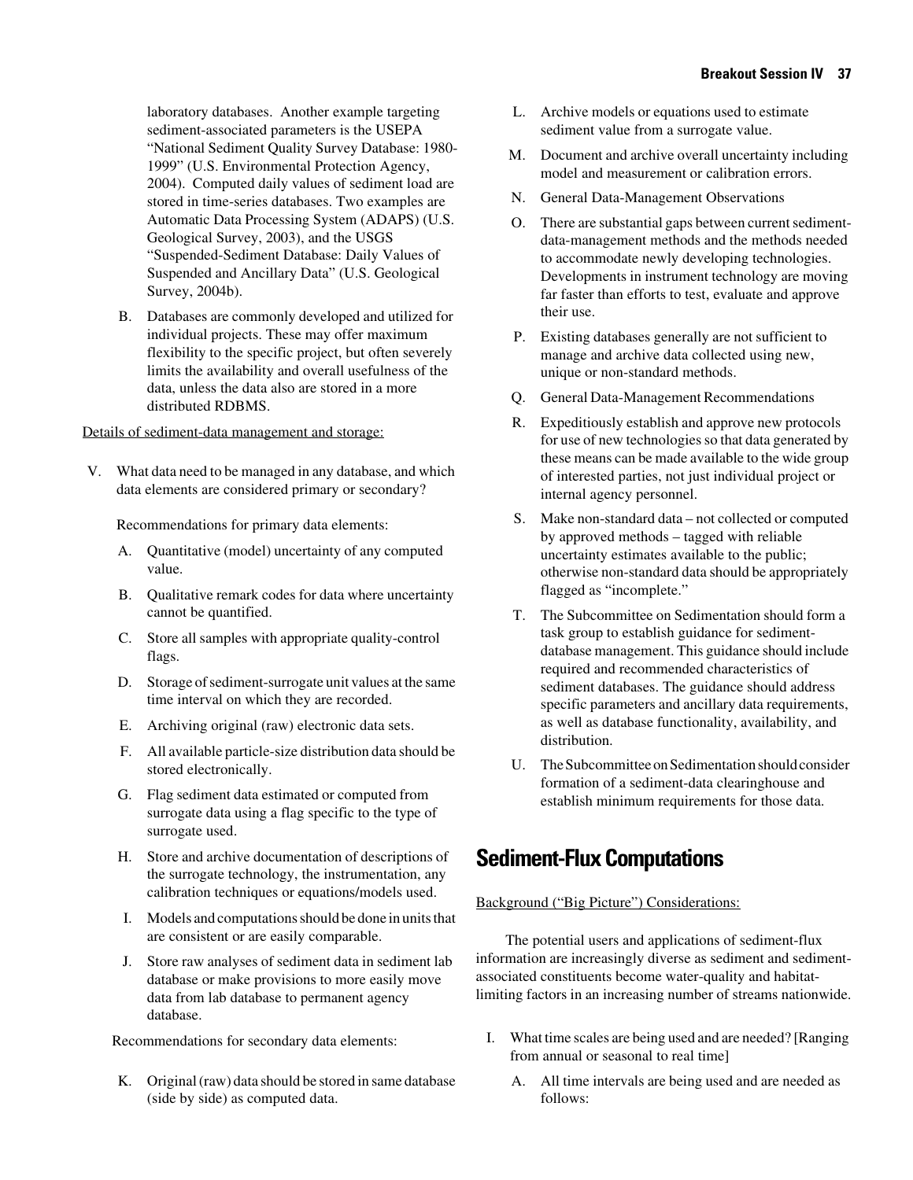laboratory databases. Another example targeting sediment-associated parameters is the USEPA "National Sediment Quality Survey Database: 1980-1999" (U.S. Environmental Protection Agency, 2004). Computed daily values of sediment load are stored in time-series databases. Two examples are Automatic Data Processing System (ADAPS) (U.S. Geological Survey, 2003), and the USGS "Suspended-Sediment Database: Daily Values of Suspended and Ancillary Data" (U.S. Geological Survey, 2004b).

B. Databases are commonly developed and utilized for individual projects. These may offer maximum flexibility to the specific project, but often severely limits the availability and overall usefulness of the data, unless the data also are stored in a more distributed RDBMS.

<u>Details of sediment-data management and storage:</u>

V. What data need to be managed in any database, and which data elements are considered primary or secondary?

Recommendations for primary data elements:

A. Quantitative (model) uncertainty of any computed value.

B. Qualitative remark codes for data where uncertainty cannot be quantified.

C. Store all samples with appropriate quality-control flags.

D. Storage of sediment-surrogate unit values at the same time interval on which they are recorded.

E. Archiving original (raw) electronic data sets.

F. All available particle-size distribution data should be stored electronically.

G. Flag sediment data estimated or computed from surrogate data using a flag specific to the type of surrogate used.

H. Store and archive documentation of descriptions of the surrogate technology, the instrumentation, any calibration techniques or equations/models used.

I. Models and computations should be done in units that are consistent or are easily comparable.

J. Store raw analyses of sediment data in sediment lab database or make provisions to more easily move data from lab database to permanent agency database.

Recommendations for secondary data elements:

K. Original (raw) data should be stored in same database (side by side) as computed data.

L. Archive models or equations used to estimate sediment value from a surrogate value.

M. Document and archive overall uncertainty including model and measurement or calibration errors.

N. General Data-Management Observations

O. There are substantial gaps between current sediment-data-management methods and the methods needed to accommodate newly developing technologies. Developments in instrument technology are moving far faster than efforts to test, evaluate and approve their use.

P. Existing databases generally are not sufficient to manage and archive data collected using new, unique or non-standard methods.

Q. General Data-Management Recommendations

R. Expeditiously establish and approve new protocols for use of new technologies so that data generated by these means can be made available to the wide group of interested parties, not just individual project or internal agency personnel.

S. Make non-standard data – not collected or computed by approved methods – tagged with reliable uncertainty estimates available to the public; otherwise non-standard data should be appropriately flagged as "incomplete."

T. The Subcommittee on Sedimentation should form a task group to establish guidance for sediment-database management. This guidance should include required and recommended characteristics of sediment databases. The guidance should address specific parameters and ancillary data requirements, as well as database functionality, availability, and distribution.

U. The Subcommittee on Sedimentation should consider formation of a sediment-data clearinghouse and establish minimum requirements for those data.

## Sediment-Flux Computations

<u>Background ("Big Picture") Considerations:</u>

The potential users and applications of sediment-flux information are increasingly diverse as sediment and sediment-associated constituents become water-quality and habitat-limiting factors in an increasing number of streams nationwide.

I. What time scales are being used and are needed? [Ranging from annual or seasonal to real time]

A. All time intervals are being used and are needed as follows: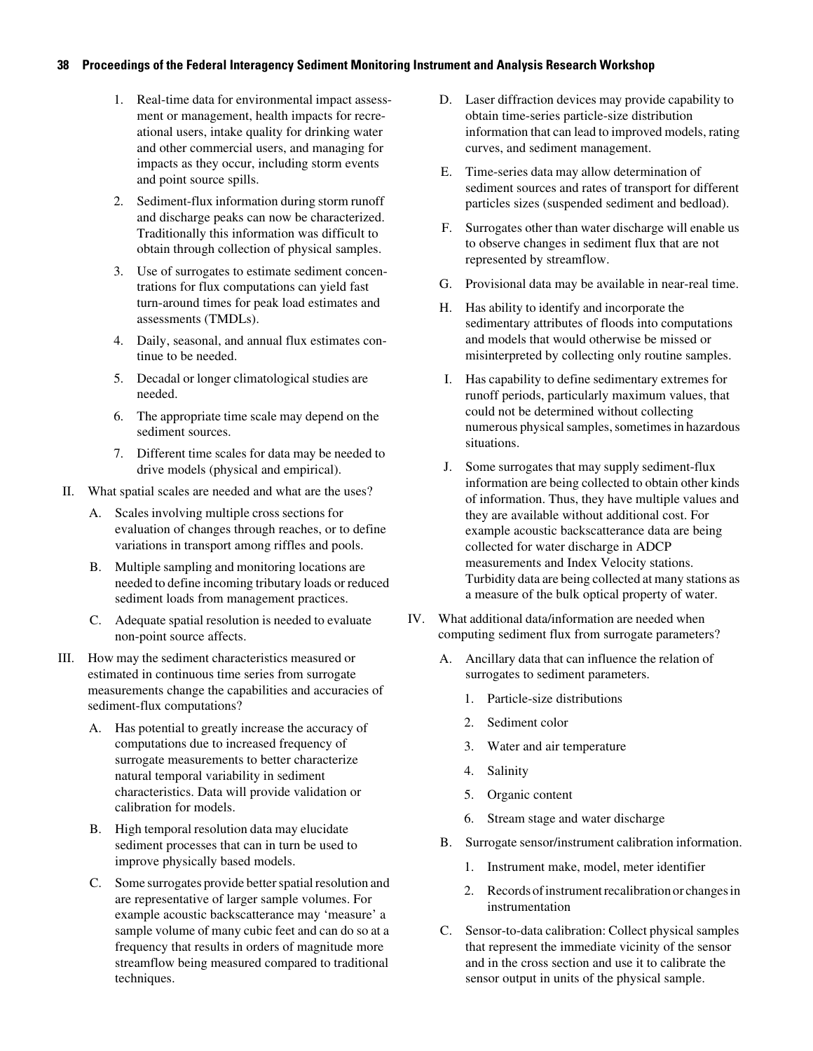1. Real-time data for environmental impact assessment or management, health impacts for recreational users, intake quality for drinking water and other commercial users, and managing for impacts as they occur, including storm events and point source spills.
2. Sediment-flux information during storm runoff and discharge peaks can now be characterized. Traditionally this information was difficult to obtain through collection of physical samples.
3. Use of surrogates to estimate sediment concentrations for flux computations can yield fast turn-around times for peak load estimates and assessments (TMDLs).
4. Daily, seasonal, and annual flux estimates continue to be needed.
5. Decadal or longer climatological studies are needed.
6. The appropriate time scale may depend on the sediment sources.
7. Different time scales for data may be needed to drive models (physical and empirical).

II. What spatial scales are needed and what are the uses?

- A. Scales involving multiple cross sections for evaluation of changes through reaches, or to define variations in transport among riffles and pools.
- B. Multiple sampling and monitoring locations are needed to define incoming tributary loads or reduced sediment loads from management practices.
- C. Adequate spatial resolution is needed to evaluate non-point source affects.

III. How may the sediment characteristics measured or estimated in continuous time series from surrogate measurements change the capabilities and accuracies of sediment-flux computations?

- A. Has potential to greatly increase the accuracy of computations due to increased frequency of surrogate measurements to better characterize natural temporal variability in sediment characteristics. Data will provide validation or calibration for models.
- B. High temporal resolution data may elucidate sediment processes that can in turn be used to improve physically based models.
- C. Some surrogates provide better spatial resolution and are representative of larger sample volumes. For example acoustic backscatterance may 'measure' a sample volume of many cubic feet and can do so at a frequency that results in orders of magnitude more streamflow being measured compared to traditional techniques.
- D. Laser diffraction devices may provide capability to obtain time-series particle-size distribution information that can lead to improved models, rating curves, and sediment management.
- E. Time-series data may allow determination of sediment sources and rates of transport for different particles sizes (suspended sediment and bedload).
- F. Surrogates other than water discharge will enable us to observe changes in sediment flux that are not represented by streamflow.
- G. Provisional data may be available in near-real time.
- H. Has ability to identify and incorporate the sedimentary attributes of floods into computations and models that would otherwise be missed or misinterpreted by collecting only routine samples.
- I. Has capability to define sedimentary extremes for runoff periods, particularly maximum values, that could not be determined without collecting numerous physical samples, sometimes in hazardous situations.
- J. Some surrogates that may supply sediment-flux information are being collected to obtain other kinds of information. Thus, they have multiple values and they are available without additional cost. For example acoustic backscatterance data are being collected for water discharge in ADCP measurements and Index Velocity stations. Turbidity data are being collected at many stations as a measure of the bulk optical property of water.

IV. What additional data/information are needed when computing sediment flux from surrogate parameters?

- A. Ancillary data that can influence the relation of surrogates to sediment parameters.
    1. Particle-size distributions
    2. Sediment color
    3. Water and air temperature
    4. Salinity
    5. Organic content
    6. Stream stage and water discharge
- B. Surrogate sensor/instrument calibration information.
    1. Instrument make, model, meter identifier
    2. Records of instrument recalibration or changes in instrumentation
- C. Sensor-to-data calibration: Collect physical samples that represent the immediate vicinity of the sensor and in the cross section and use it to calibrate the sensor output in units of the physical sample.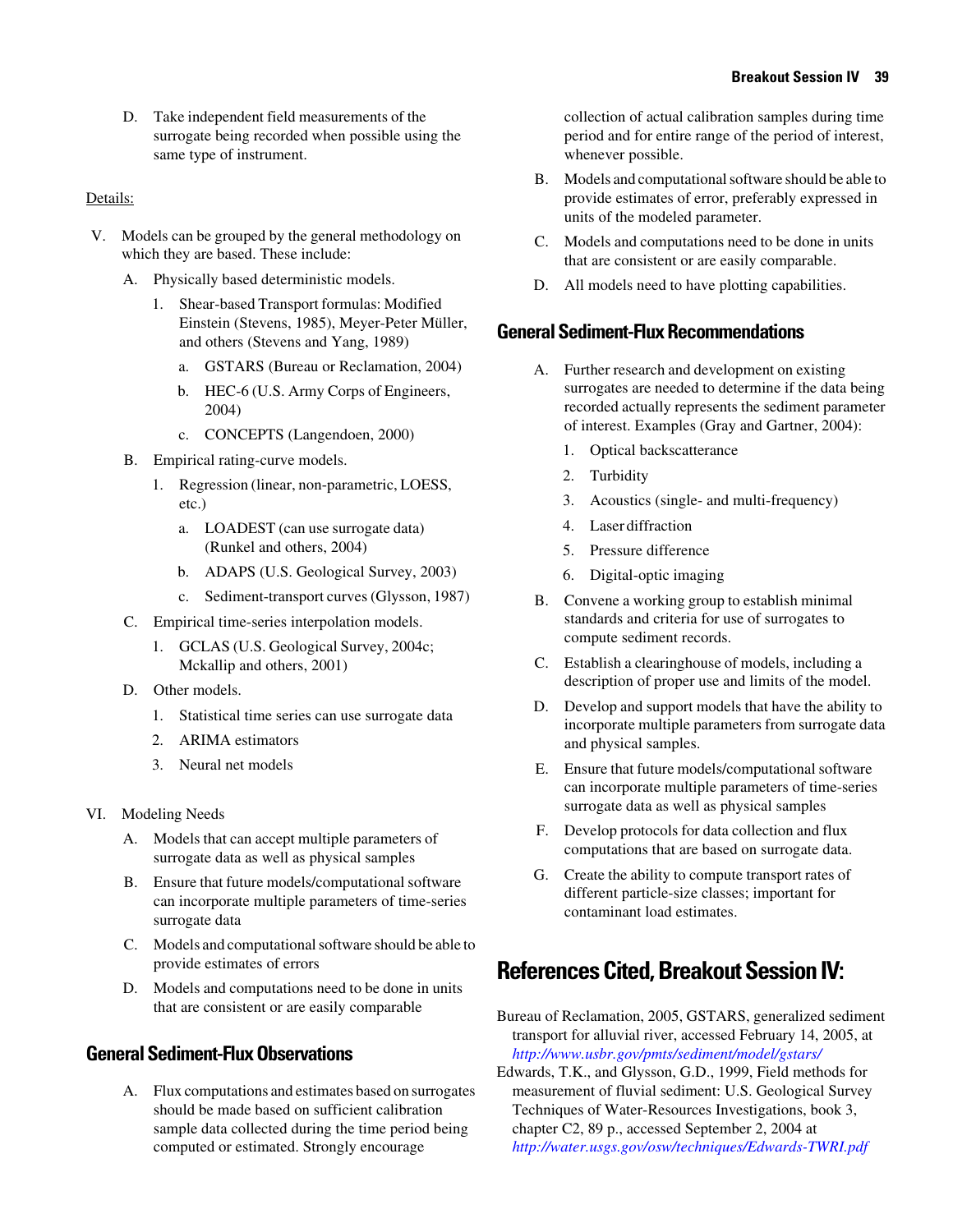D. Take independent field measurements of the surrogate being recorded when possible using the same type of instrument.

Details:

V. Models can be grouped by the general methodology on which they are based. These include:

  A. Physically based deterministic models.

    1. Shear-based Transport formulas: Modified Einstein (Stevens, 1985), Meyer-Peter Müller, and others (Stevens and Yang, 1989)

      a. GSTARS (Bureau or Reclamation, 2004)

      b. HEC-6 (U.S. Army Corps of Engineers, 2004)

      c. CONCEPTS (Langendoen, 2000)

  B. Empirical rating-curve models.

    1. Regression (linear, non-parametric, LOESS, etc.)

      a. LOADEST (can use surrogate data) (Runkel and others, 2004)

      b. ADAPS (U.S. Geological Survey, 2003)

      c. Sediment-transport curves (Glysson, 1987)

  C. Empirical time-series interpolation models.

    1. GCLAS (U.S. Geological Survey, 2004c; Mckallip and others, 2001)

  D. Other models.

    1. Statistical time series can use surrogate data

    2. ARIMA estimators

    3. Neural net models

VI. Modeling Needs

  A. Models that can accept multiple parameters of surrogate data as well as physical samples

  B. Ensure that future models/computational software can incorporate multiple parameters of time-series surrogate data

  C. Models and computational software should be able to provide estimates of errors

  D. Models and computations need to be done in units that are consistent or are easily comparable

## General Sediment-Flux Observations

A. Flux computations and estimates based on surrogates should be made based on sufficient calibration sample data collected during the time period being computed or estimated. Strongly encourage collection of actual calibration samples during time period and for entire range of the period of interest, whenever possible.

B. Models and computational software should be able to provide estimates of error, preferably expressed in units of the modeled parameter.

C. Models and computations need to be done in units that are consistent or are easily comparable.

D. All models need to have plotting capabilities.

## General Sediment-Flux Recommendations

A. Further research and development on existing surrogates are needed to determine if the data being recorded actually represents the sediment parameter of interest. Examples (Gray and Gartner, 2004):

  1. Optical backscatterance

  2. Turbidity

  3. Acoustics (single- and multi-frequency)

  4. Laser diffraction

  5. Pressure difference

  6. Digital-optic imaging

B. Convene a working group to establish minimal standards and criteria for use of surrogates to compute sediment records.

C. Establish a clearinghouse of models, including a description of proper use and limits of the model.

D. Develop and support models that have the ability to incorporate multiple parameters from surrogate data and physical samples.

E. Ensure that future models/computational software can incorporate multiple parameters of time-series surrogate data as well as physical samples

F. Develop protocols for data collection and flux computations that are based on surrogate data.

G. Create the ability to compute transport rates of different particle-size classes; important for contaminant load estimates.

# References Cited, Breakout Session IV:

Bureau of Reclamation, 2005, GSTARS, generalized sediment transport for alluvial river, accessed February 14, 2005, at *http://www.usbr.gov/pmts/sediment/model/gstars/*

Edwards, T.K., and Glysson, G.D., 1999, Field methods for measurement of fluvial sediment: U.S. Geological Survey Techniques of Water-Resources Investigations, book 3, chapter C2, 89 p., accessed September 2, 2004 at *http://water.usgs.gov/osw/techniques/Edwards-TWRI.pdf*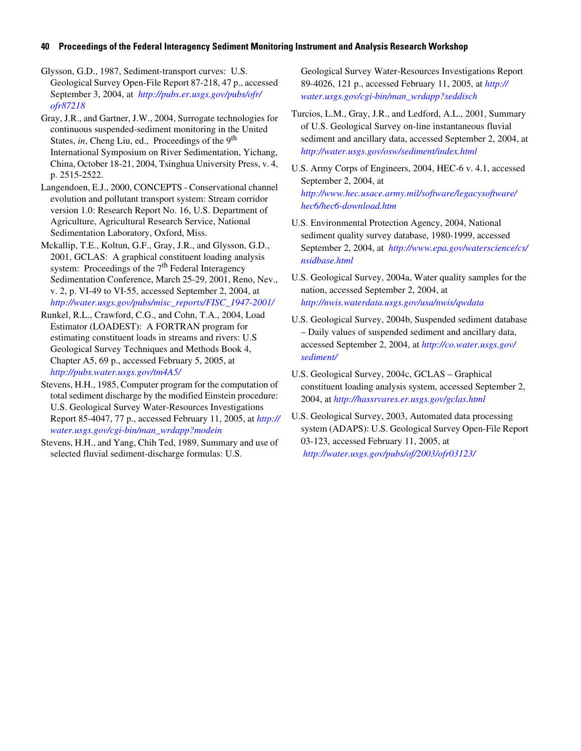Glysson, G.D., 1987, Sediment-transport curves: U.S. Geological Survey Open-File Report 87-218, 47 p., accessed September 3, 2004, at *http://pubs.er.usgs.gov/pubs/ofr/ofr87218*

Gray, J.R., and Gartner, J.W., 2004, Surrogate technologies for continuous suspended-sediment monitoring in the United States, *in*, Cheng Liu, ed., Proceedings of the 9th International Symposium on River Sedimentation, Yichang, China, October 18-21, 2004, Tsinghua University Press, v. 4, p. 2515-2522.

Langendoen, E.J., 2000, CONCEPTS - Conservational channel evolution and pollutant transport system: Stream corridor version 1.0: Research Report No. 16, U.S. Department of Agriculture, Agricultural Research Service, National Sedimentation Laboratory, Oxford, Miss.

Mckallip, T.E., Koltun, G.F., Gray, J.R., and Glysson, G.D., 2001, GCLAS: A graphical constituent loading analysis system: Proceedings of the 7th Federal Interagency Sedimentation Conference, March 25-29, 2001, Reno, Nev., v. 2, p. VI-49 to VI-55, accessed September 2, 2004, at *http://water.usgs.gov/pubs/misc_reports/FISC_1947-2001/*

Runkel, R.L., Crawford, C.G., and Cohn, T.A., 2004, Load Estimator (LOADEST): A FORTRAN program for estimating constituent loads in streams and rivers: U.S Geological Survey Techniques and Methods Book 4, Chapter A5, 69 p., accessed February 5, 2005, at *http://pubs.water.usgs.gov/tm4A5/*

Stevens, H.H., 1985, Computer program for the computation of total sediment discharge by the modified Einstein procedure: U.S. Geological Survey Water-Resources Investigations Report 85-4047, 77 p., accessed February 11, 2005, at *http://water.usgs.gov/cgi-bin/man_wrdapp?modein*

Stevens, H.H., and Yang, Chih Ted, 1989, Summary and use of selected fluvial sediment-discharge formulas: U.S. Geological Survey Water-Resources Investigations Report 89-4026, 121 p., accessed February 11, 2005, at *http://water.usgs.gov/cgi-bin/man_wrdapp?seddisch*

Turcios, L.M., Gray, J.R., and Ledford, A.L., 2001, Summary of U.S. Geological Survey on-line instantaneous fluvial sediment and ancillary data, accessed September 2, 2004, at *http://water.usgs.gov/osw/sediment/index.html*

U.S. Army Corps of Engineers, 2004, HEC-6 v. 4.1, accessed September 2, 2004, at *http://www.hec.usace.army.mil/software/legacysoftware/hec6/hec6-download.htm*

U.S. Environmental Protection Agency, 2004, National sediment quality survey database, 1980-1999, accessed September 2, 2004, at *http://www.epa.gov/waterscience/cs/nsidbase.html*

U.S. Geological Survey, 2004a, Water quality samples for the nation, accessed September 2, 2004, at *http://nwis.waterdata.usgs.gov/usa/nwis/qwdata*

U.S. Geological Survey, 2004b, Suspended sediment database – Daily values of suspended sediment and ancillary data, accessed September 2, 2004, at *http://co.water.usgs.gov/sediment/*

U.S. Geological Survey, 2004c, GCLAS – Graphical constituent loading analysis system, accessed September 2, 2004, at *http://hassrvares.er.usgs.gov/gclas.html*

U.S. Geological Survey, 2003, Automated data processing system (ADAPS): U.S. Geological Survey Open-File Report 03-123, accessed February 11, 2005, at *http://water.usgs.gov/pubs/of/2003/ofr03123/*